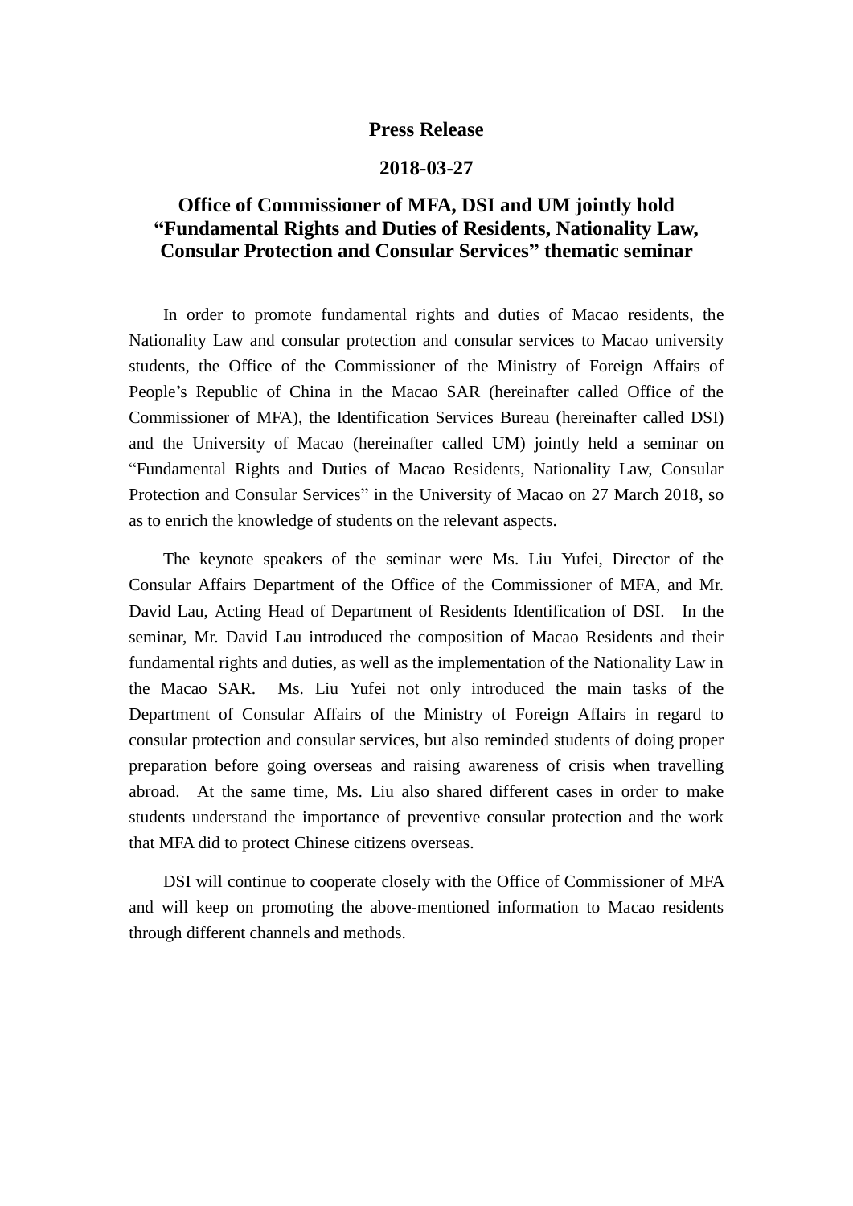**Press Release**

**2018-03-27**

# Office of Commissioner of MFA, DSI and UM jointly hold "Fundamental Rights and Duties of Residents, Nationality Law, Consular Protection and Consular Services" thematic seminar

In order to promote fundamental rights and duties of Macao residents, the Nationality Law and consular protection and consular services to Macao university students, the Office of the Commissioner of the Ministry of Foreign Affairs of People's Republic of China in the Macao SAR (hereinafter called Office of the Commissioner of MFA), the Identification Services Bureau (hereinafter called DSI) and the University of Macao (hereinafter called UM) jointly held a seminar on "Fundamental Rights and Duties of Macao Residents, Nationality Law, Consular Protection and Consular Services" in the University of Macao on 27 March 2018, so as to enrich the knowledge of students on the relevant aspects.

The keynote speakers of the seminar were Ms. Liu Yufei, Director of the Consular Affairs Department of the Office of the Commissioner of MFA, and Mr. David Lau, Acting Head of Department of Residents Identification of DSI. In the seminar, Mr. David Lau introduced the composition of Macao Residents and their fundamental rights and duties, as well as the implementation of the Nationality Law in the Macao SAR. Ms. Liu Yufei not only introduced the main tasks of the Department of Consular Affairs of the Ministry of Foreign Affairs in regard to consular protection and consular services, but also reminded students of doing proper preparation before going overseas and raising awareness of crisis when travelling abroad. At the same time, Ms. Liu also shared different cases in order to make students understand the importance of preventive consular protection and the work that MFA did to protect Chinese citizens overseas.

DSI will continue to cooperate closely with the Office of Commissioner of MFA and will keep on promoting the above-mentioned information to Macao residents through different channels and methods.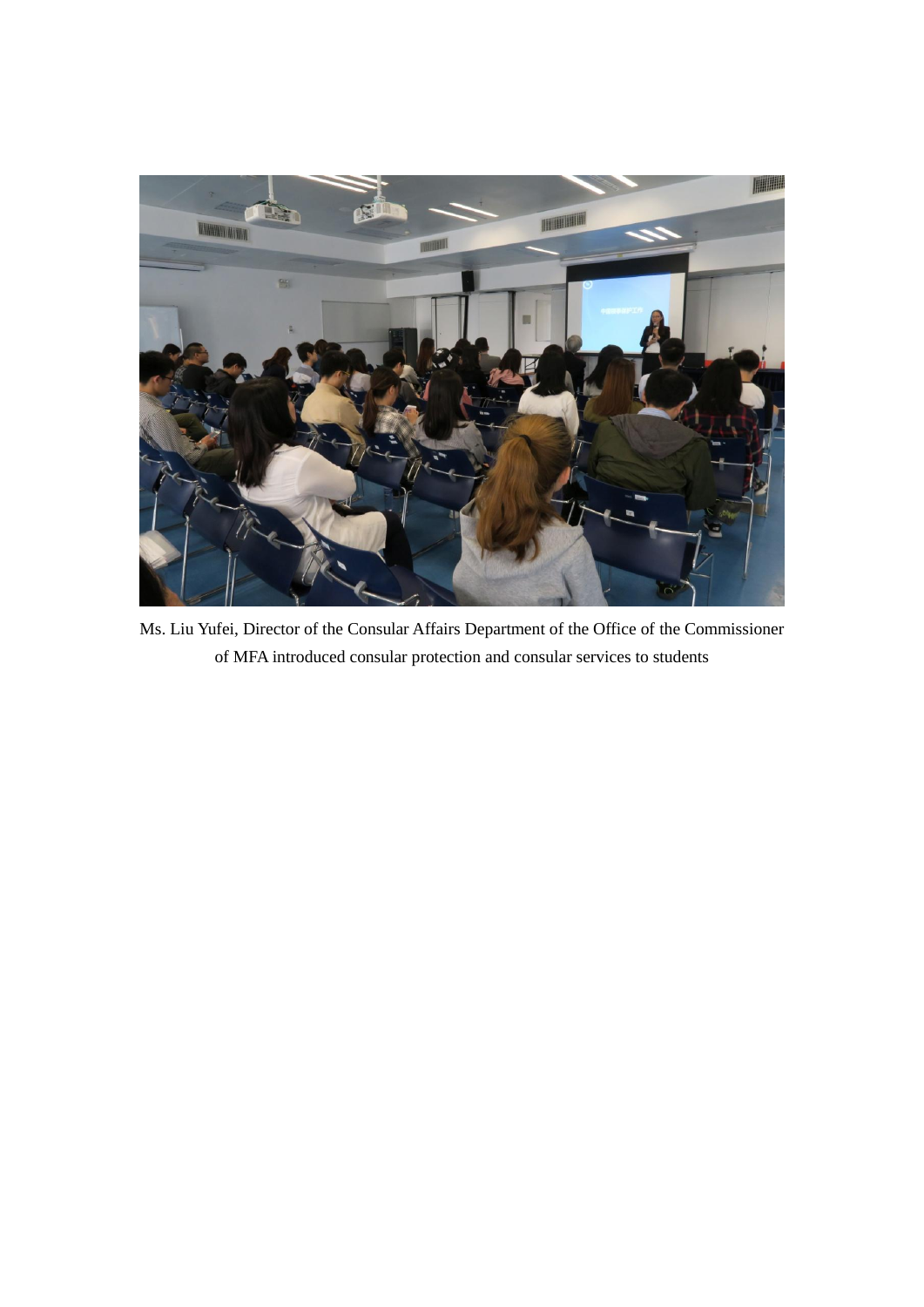Ms. Liu Yufei, Director of the Consular Affairs Department of the Office of the Commissioner of MFA introduced consular protection and consular services to students